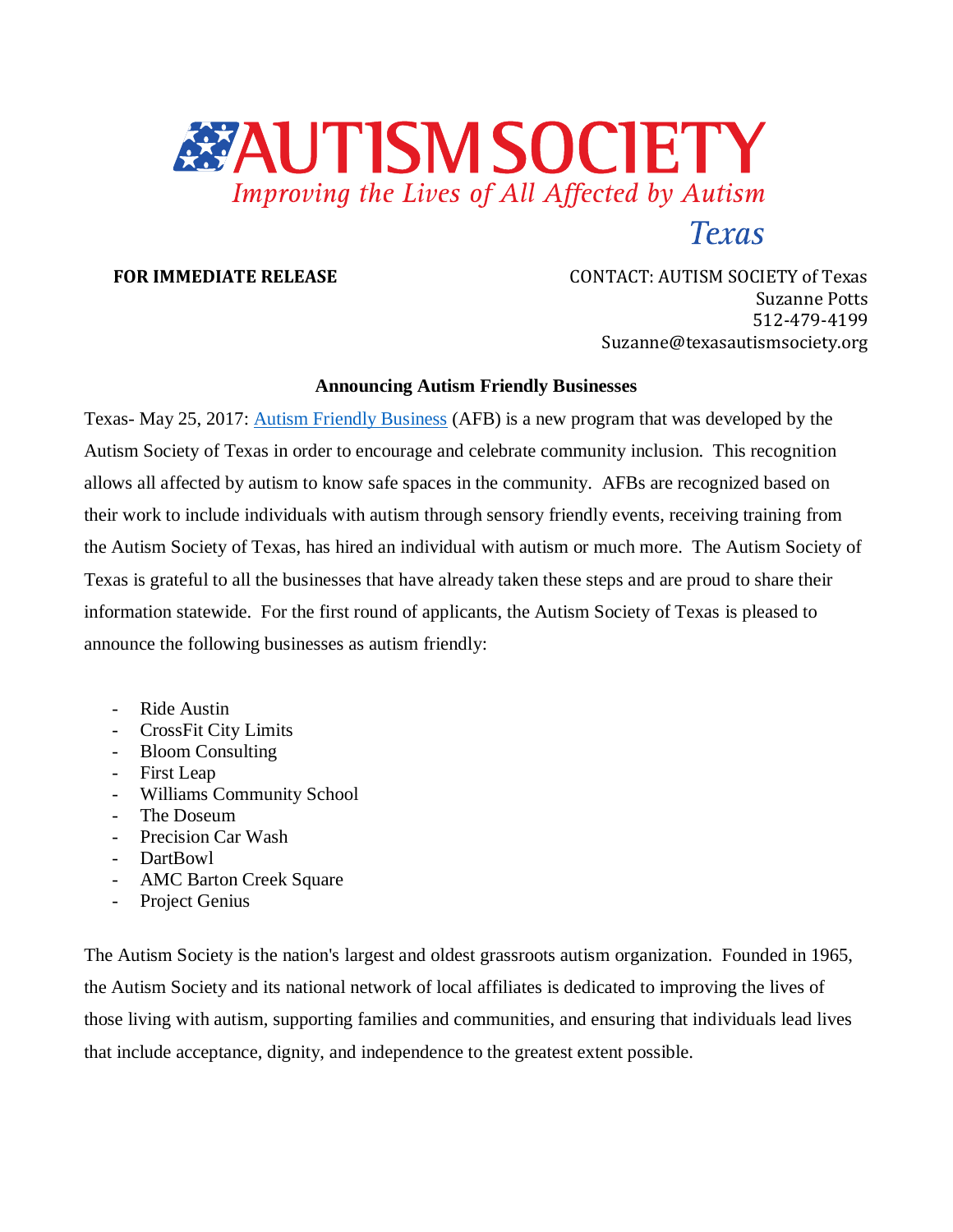# AUTISM SOCIETY

*Improving the Lives of All Affected by Autism*

*Texas*

**FOR IMMEDIATE RELEASE**

CONTACT: AUTISM SOCIETY of Texas
Suzanne Potts
512-479-4199
Suzanne@texasautismsociety.org

**Announcing Autism Friendly Businesses**

Texas- May 25, 2017: Autism Friendly Business (AFB) is a new program that was developed by the Autism Society of Texas in order to encourage and celebrate community inclusion. This recognition allows all affected by autism to know safe spaces in the community. AFBs are recognized based on their work to include individuals with autism through sensory friendly events, receiving training from the Autism Society of Texas, has hired an individual with autism or much more. The Autism Society of Texas is grateful to all the businesses that have already taken these steps and are proud to share their information statewide. For the first round of applicants, the Autism Society of Texas is pleased to announce the following businesses as autism friendly:

- Ride Austin
- CrossFit City Limits
- Bloom Consulting
- First Leap
- Williams Community School
- The Doseum
- Precision Car Wash
- DartBowl
- AMC Barton Creek Square
- Project Genius

The Autism Society is the nation's largest and oldest grassroots autism organization. Founded in 1965, the Autism Society and its national network of local affiliates is dedicated to improving the lives of those living with autism, supporting families and communities, and ensuring that individuals lead lives that include acceptance, dignity, and independence to the greatest extent possible.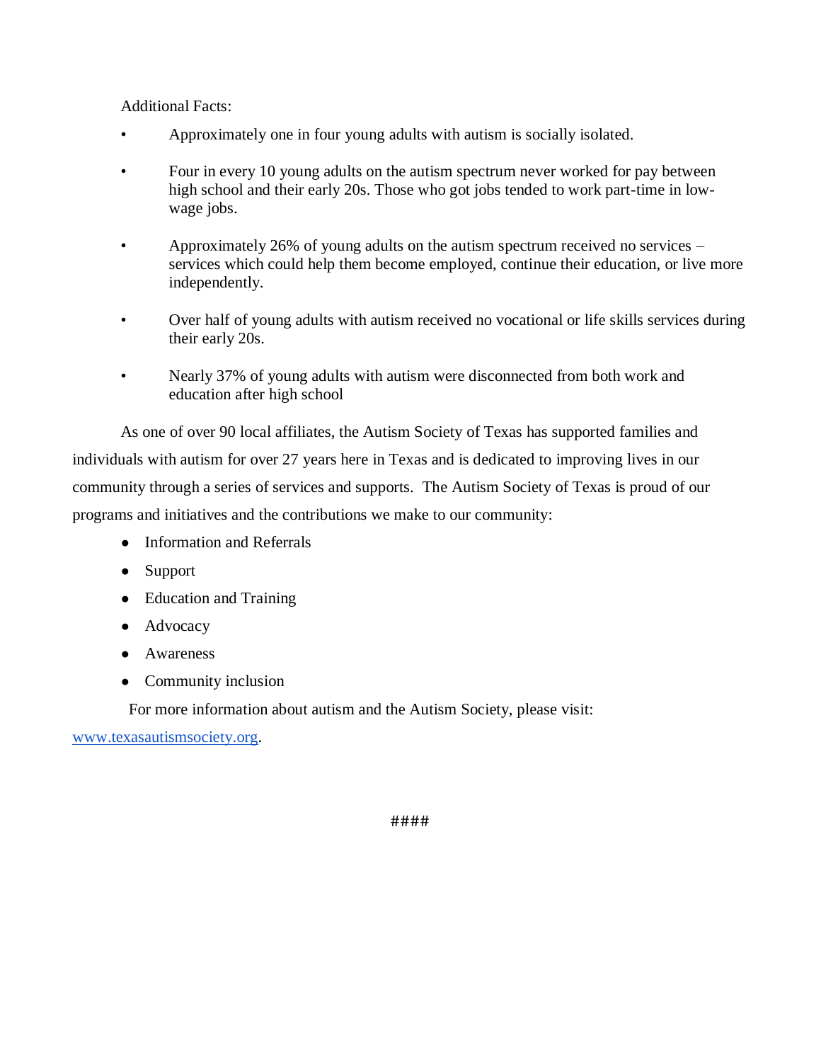Additional Facts:

- Approximately one in four young adults with autism is socially isolated.
- Four in every 10 young adults on the autism spectrum never worked for pay between high school and their early 20s. Those who got jobs tended to work part-time in low-wage jobs.
- Approximately 26% of young adults on the autism spectrum received no services – services which could help them become employed, continue their education, or live more independently.
- Over half of young adults with autism received no vocational or life skills services during their early 20s.
- Nearly 37% of young adults with autism were disconnected from both work and education after high school

As one of over 90 local affiliates, the Autism Society of Texas has supported families and individuals with autism for over 27 years here in Texas and is dedicated to improving lives in our community through a series of services and supports. The Autism Society of Texas is proud of our programs and initiatives and the contributions we make to our community:

- Information and Referrals
- Support
- Education and Training
- Advocacy
- Awareness
- Community inclusion

For more information about autism and the Autism Society, please visit: [www.texasautismsociety.org](http://www.texasautismsociety.org).

####